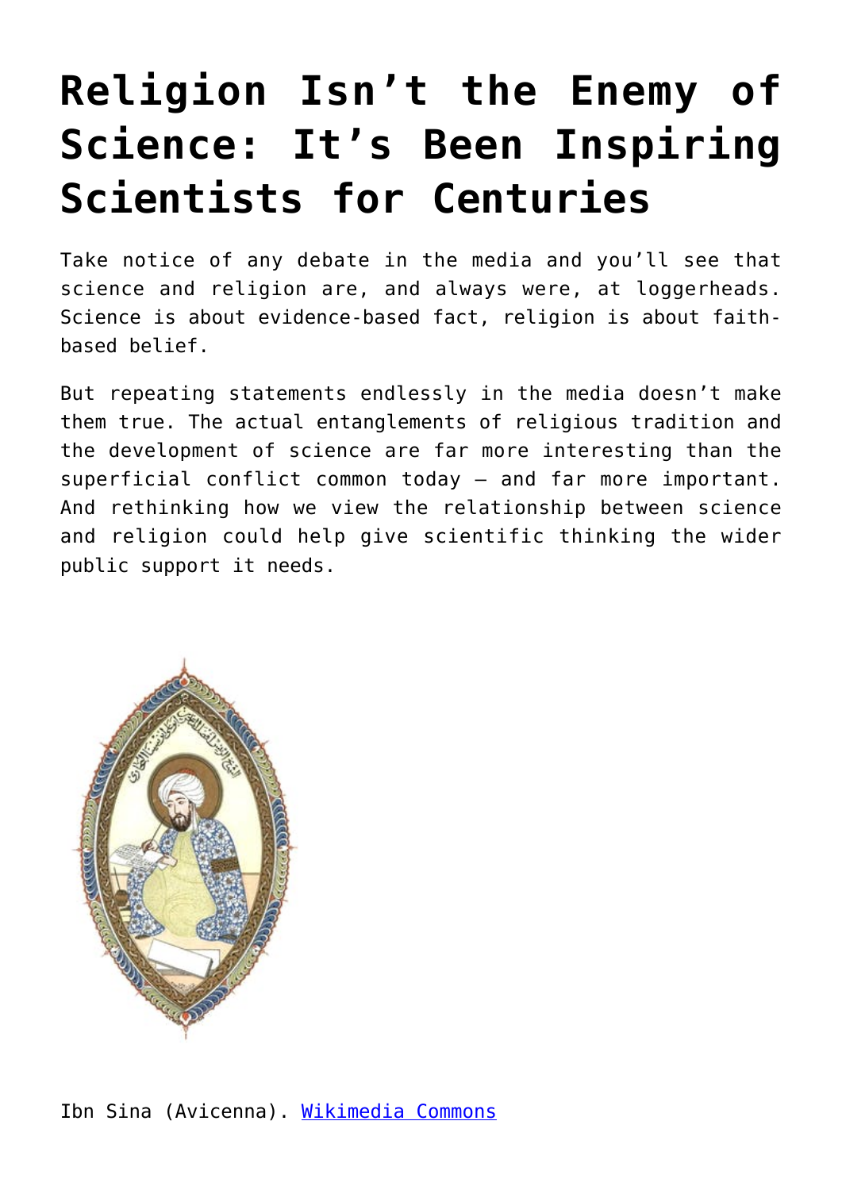# Religion Isn't the Enemy of Science: It's Been Inspiring Scientists for Centuries

Take notice of any debate in the media and you'll see that science and religion are, and always were, at loggerheads. Science is about evidence-based fact, religion is about faith-based belief.

But repeating statements endlessly in the media doesn't make them true. The actual entanglements of religious tradition and the development of science are far more interesting than the superficial conflict common today – and far more important. And rethinking how we view the relationship between science and religion could help give scientific thinking the wider public support it needs.

Ibn Sina (Avicenna). Wikimedia Commons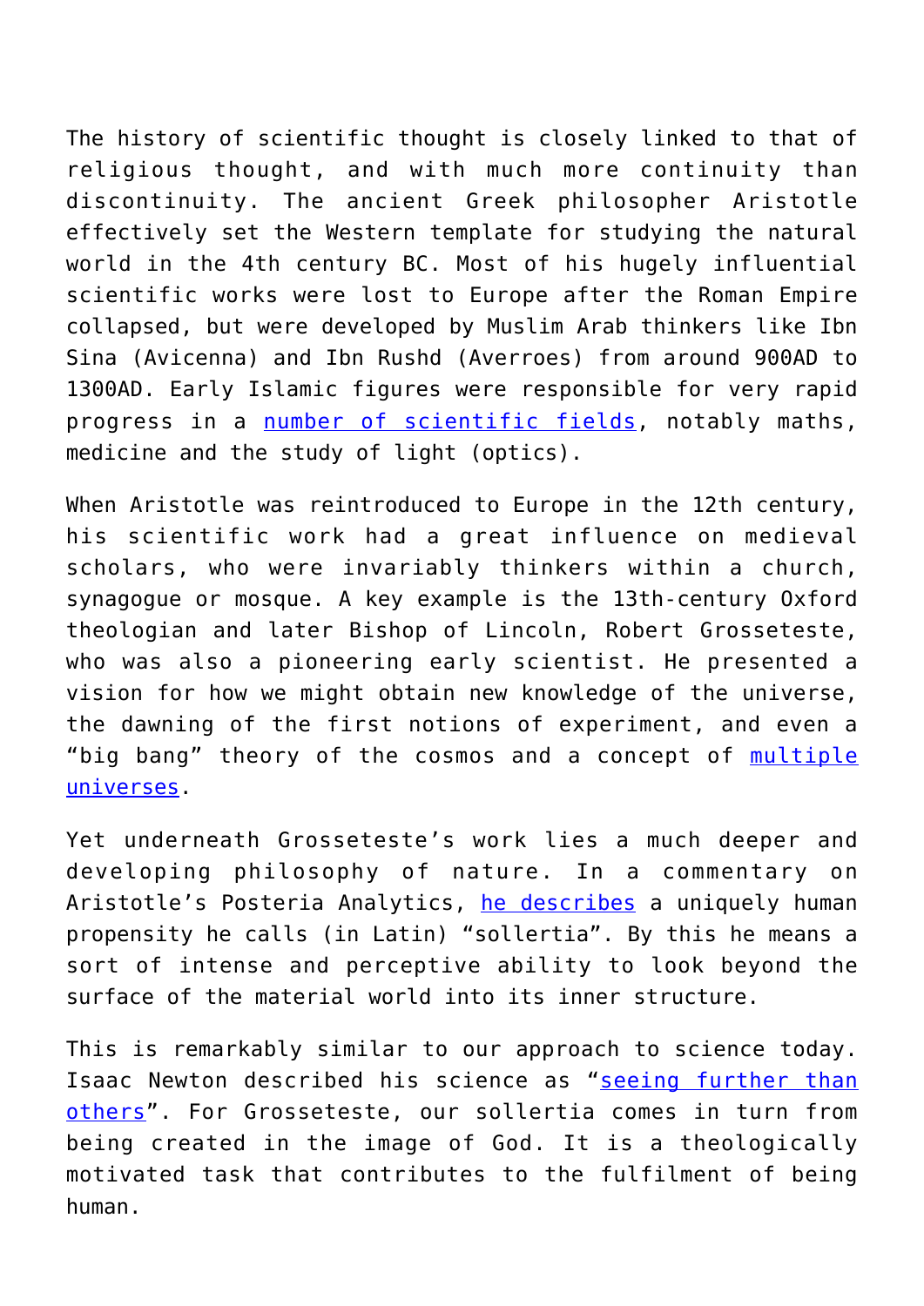The history of scientific thought is closely linked to that of religious thought, and with much more continuity than discontinuity. The ancient Greek philosopher Aristotle effectively set the Western template for studying the natural world in the 4th century BC. Most of his hugely influential scientific works were lost to Europe after the Roman Empire collapsed, but were developed by Muslim Arab thinkers like Ibn Sina (Avicenna) and Ibn Rushd (Averroes) from around 900AD to 1300AD. Early Islamic figures were responsible for very rapid progress in a number of scientific fields, notably maths, medicine and the study of light (optics).

When Aristotle was reintroduced to Europe in the 12th century, his scientific work had a great influence on medieval scholars, who were invariably thinkers within a church, synagogue or mosque. A key example is the 13th-century Oxford theologian and later Bishop of Lincoln, Robert Grosseteste, who was also a pioneering early scientist. He presented a vision for how we might obtain new knowledge of the universe, the dawning of the first notions of experiment, and even a "big bang" theory of the cosmos and a concept of multiple universes.

Yet underneath Grosseteste's work lies a much deeper and developing philosophy of nature. In a commentary on Aristotle's Posteria Analytics, he describes a uniquely human propensity he calls (in Latin) "sollertia". By this he means a sort of intense and perceptive ability to look beyond the surface of the material world into its inner structure.

This is remarkably similar to our approach to science today. Isaac Newton described his science as "seeing further than others". For Grosseteste, our sollertia comes in turn from being created in the image of God. It is a theologically motivated task that contributes to the fulfilment of being human.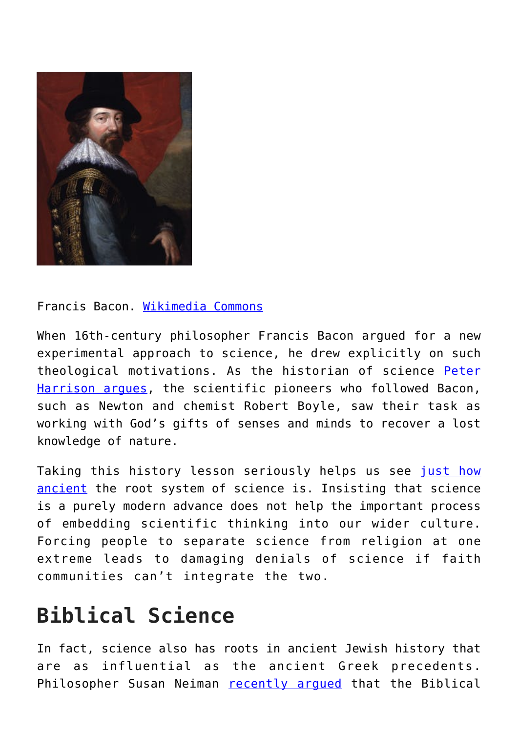Francis Bacon. Wikimedia Commons

When 16th-century philosopher Francis Bacon argued for a new experimental approach to science, he drew explicitly on such theological motivations. As the historian of science Peter Harrison argues, the scientific pioneers who followed Bacon, such as Newton and chemist Robert Boyle, saw their task as working with God's gifts of senses and minds to recover a lost knowledge of nature.

Taking this history lesson seriously helps us see just how ancient the root system of science is. Insisting that science is a purely modern advance does not help the important process of embedding scientific thinking into our wider culture. Forcing people to separate science from religion at one extreme leads to damaging denials of science if faith communities can't integrate the two.

## Biblical Science

In fact, science also has roots in ancient Jewish history that are as influential as the ancient Greek precedents. Philosopher Susan Neiman recently argued that the Biblical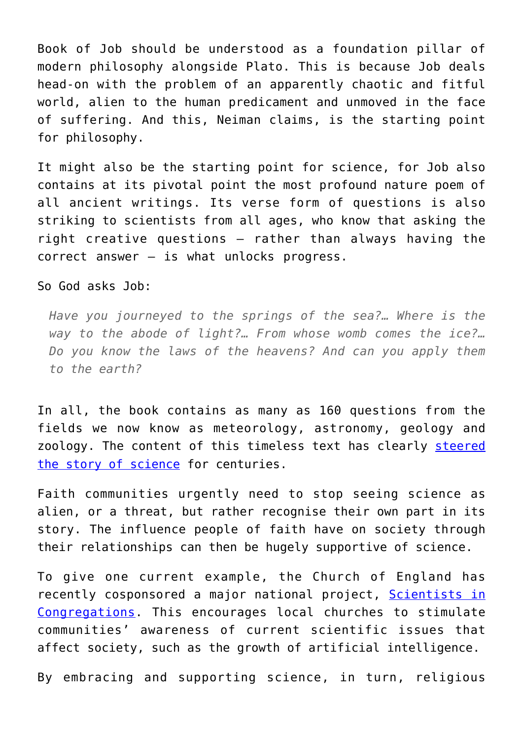Book of Job should be understood as a foundation pillar of modern philosophy alongside Plato. This is because Job deals head-on with the problem of an apparently chaotic and fitful world, alien to the human predicament and unmoved in the face of suffering. And this, Neiman claims, is the starting point for philosophy.

It might also be the starting point for science, for Job also contains at its pivotal point the most profound nature poem of all ancient writings. Its verse form of questions is also striking to scientists from all ages, who know that asking the right creative questions – rather than always having the correct answer – is what unlocks progress.

So God asks Job:

> *Have you journeyed to the springs of the sea?… Where is the way to the abode of light?… From whose womb comes the ice?… Do you know the laws of the heavens? And can you apply them to the earth?*

In all, the book contains as many as 160 questions from the fields we now know as meteorology, astronomy, geology and zoology. The content of this timeless text has clearly steered the story of science for centuries.

Faith communities urgently need to stop seeing science as alien, or a threat, but rather recognise their own part in its story. The influence people of faith have on society through their relationships can then be hugely supportive of science.

To give one current example, the Church of England has recently cosponsored a major national project, Scientists in Congregations. This encourages local churches to stimulate communities' awareness of current scientific issues that affect society, such as the growth of artificial intelligence.

By embracing and supporting science, in turn, religious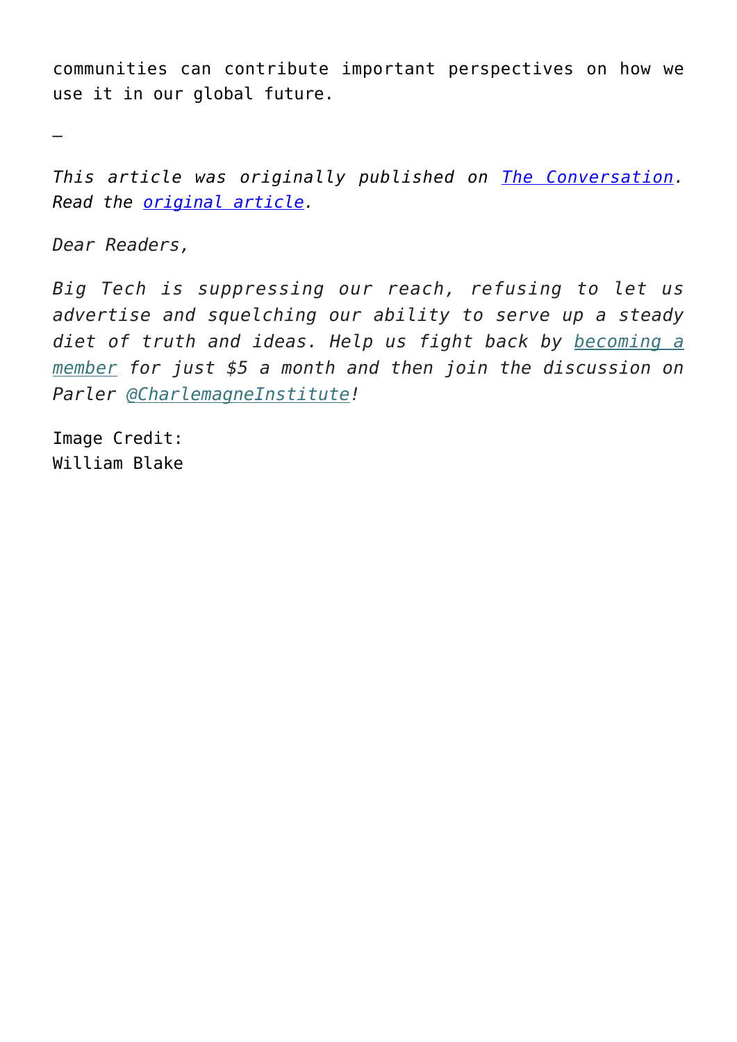communities can contribute important perspectives on how we use it in our global future.

—

*This article was originally published on The Conversation. Read the original article.*

*Dear Readers,*

*Big Tech is suppressing our reach, refusing to let us advertise and squelching our ability to serve up a steady diet of truth and ideas. Help us fight back by becoming a member for just $5 a month and then join the discussion on Parler @CharlemagneInstitute!*

Image Credit:
William Blake